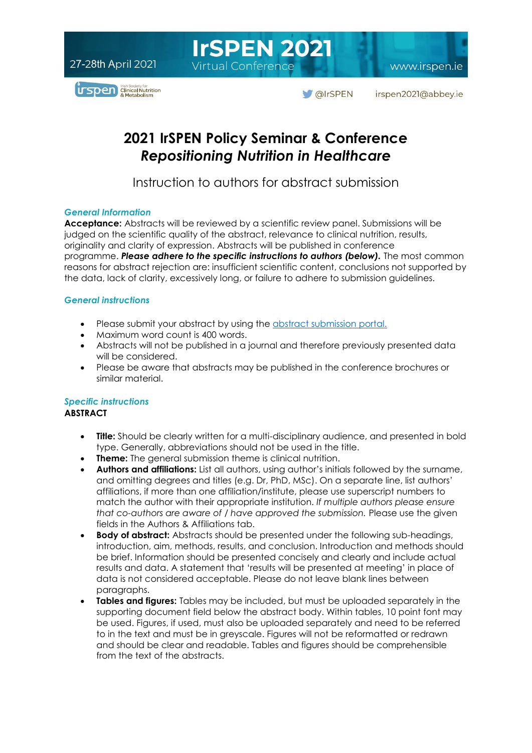# 2021 IrSPEN Policy Seminar & Conference
## *Repositioning Nutrition in Healthcare*

Instruction to authors for abstract submission

### *General Information*

**Acceptance:** Abstracts will be reviewed by a scientific review panel. Submissions will be judged on the scientific quality of the abstract, relevance to clinical nutrition, results, originality and clarity of expression. Abstracts will be published in conference programme. ***Please adhere to the specific instructions to authors (below).*** The most common reasons for abstract rejection are: insufficient scientific content, conclusions not supported by the data, lack of clarity, excessively long, or failure to adhere to submission guidelines.

### *General instructions*

- Please submit your abstract by using the abstract submission portal.
- Maximum word count is 400 words.
- Abstracts will not be published in a journal and therefore previously presented data will be considered.
- Please be aware that abstracts may be published in the conference brochures or similar material.

### *Specific instructions*

**ABSTRACT**

- **Title:** Should be clearly written for a multi-disciplinary audience, and presented in bold type. Generally, abbreviations should not be used in the title.
- **Theme:** The general submission theme is clinical nutrition.
- **Authors and affiliations:** List all authors, using author's initials followed by the surname, and omitting degrees and titles (e.g. Dr, PhD, MSc). On a separate line, list authors' affiliations, if more than one affiliation/institute, please use superscript numbers to match the author with their appropriate institution. *If multiple authors please ensure that co-authors are aware of / have approved the submission.* Please use the given fields in the Authors & Affiliations tab.
- **Body of abstract:** Abstracts should be presented under the following sub-headings, introduction, aim, methods, results, and conclusion. Introduction and methods should be brief. Information should be presented concisely and clearly and include actual results and data. A statement that 'results will be presented at meeting' in place of data is not considered acceptable. Please do not leave blank lines between paragraphs.
- **Tables and figures:** Tables may be included, but must be uploaded separately in the supporting document field below the abstract body. Within tables, 10 point font may be used. Figures, if used, must also be uploaded separately and need to be referred to in the text and must be in greyscale. Figures will not be reformatted or redrawn and should be clear and readable. Tables and figures should be comprehensible from the text of the abstracts.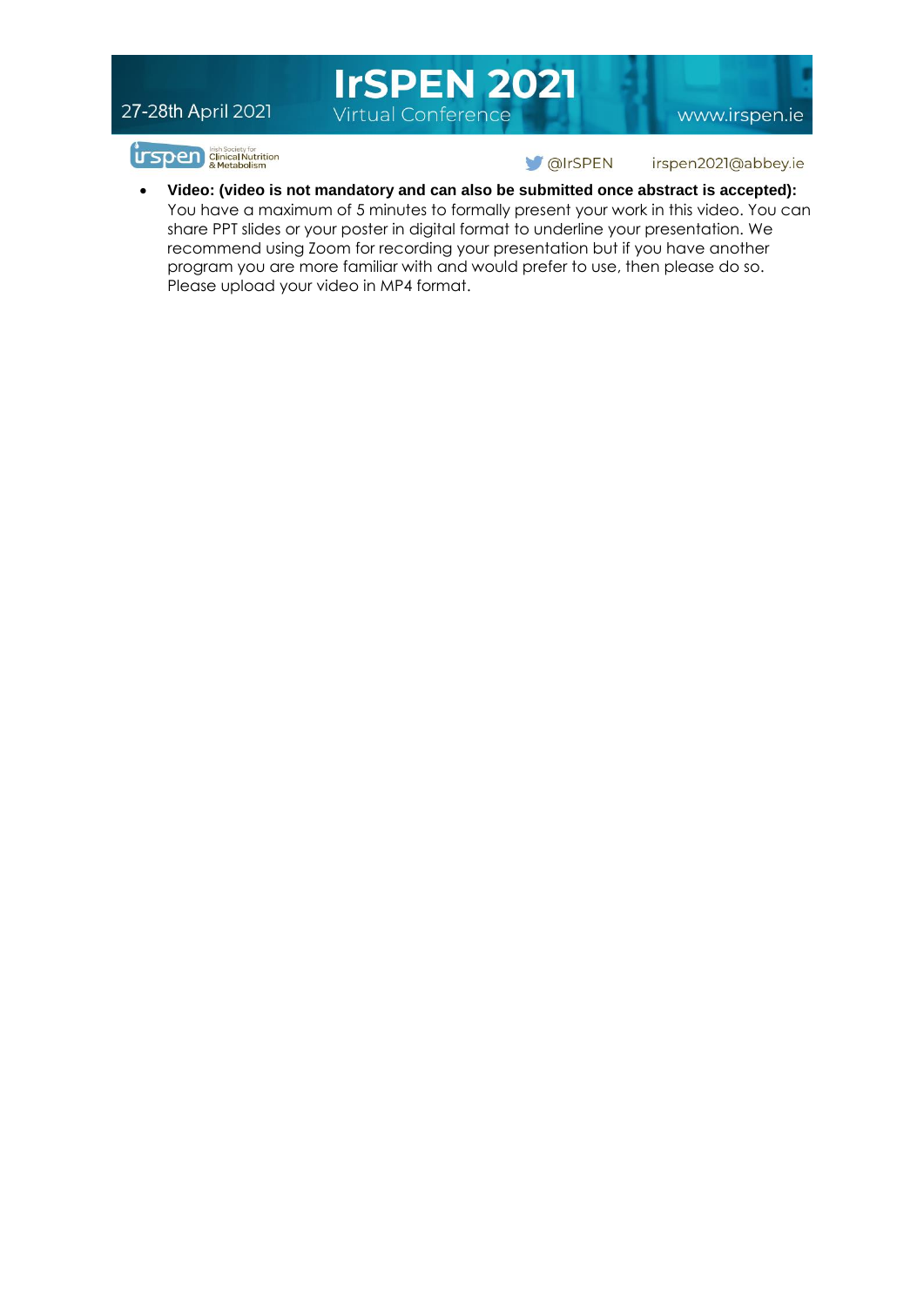- **Video: (video is not mandatory and can also be submitted once abstract is accepted):** You have a maximum of 5 minutes to formally present your work in this video. You can share PPT slides or your poster in digital format to underline your presentation. We recommend using Zoom for recording your presentation but if you have another program you are more familiar with and would prefer to use, then please do so. Please upload your video in MP4 format.